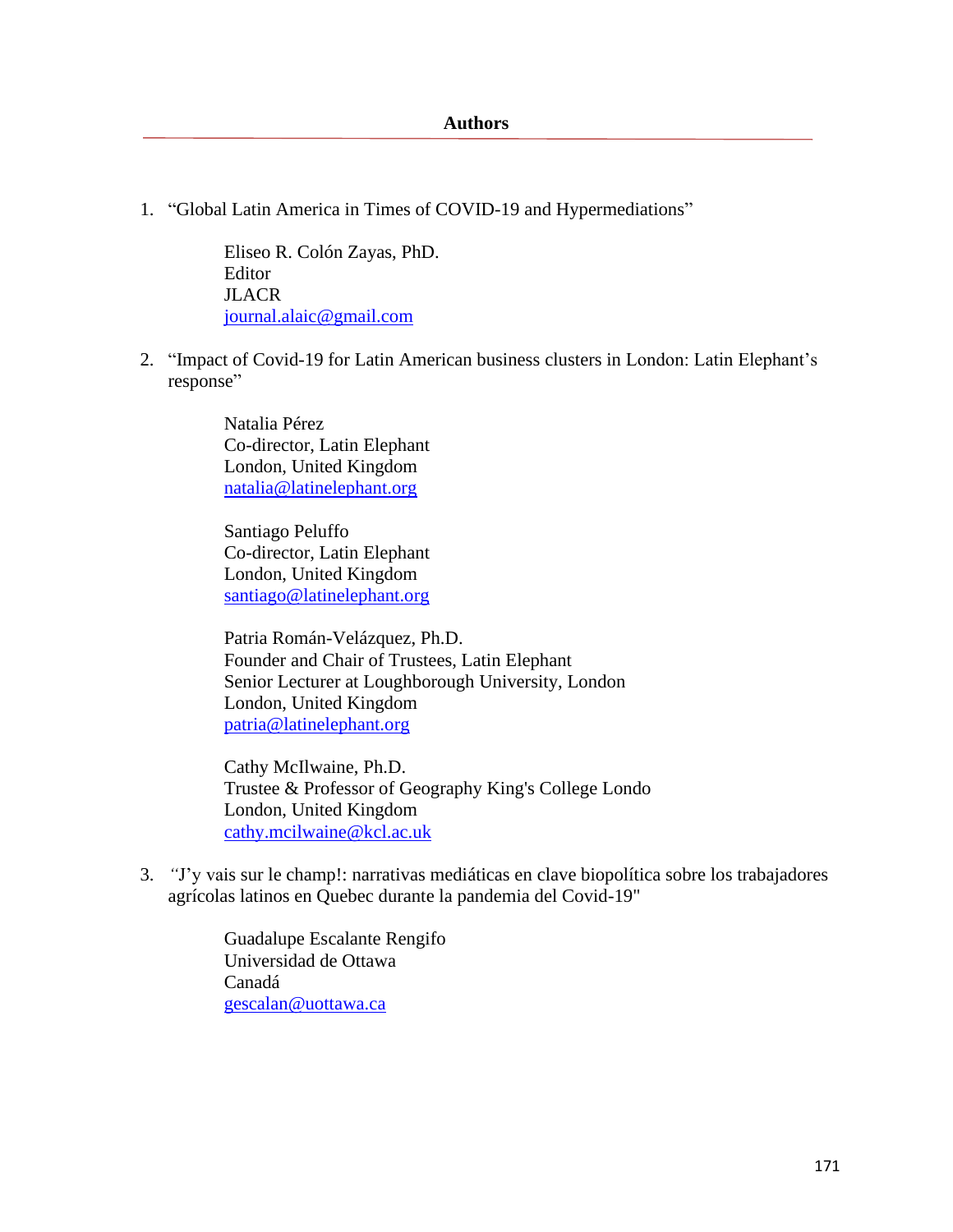## Authors

1. "Global Latin America in Times of COVID-19 and Hypermediations"

   Eliseo R. Colón Zayas, PhD.
   Editor
   JLACR
   journal.alaic@gmail.com

2. "Impact of Covid-19 for Latin American business clusters in London: Latin Elephant's response"

   Natalia Pérez
   Co-director, Latin Elephant
   London, United Kingdom
   natalia@latinelephant.org

   Santiago Peluffo
   Co-director, Latin Elephant
   London, United Kingdom
   santiago@latinelephant.org

   Patria Román-Velázquez, Ph.D.
   Founder and Chair of Trustees, Latin Elephant
   Senior Lecturer at Loughborough University, London
   London, United Kingdom
   patria@latinelephant.org

   Cathy McIlwaine, Ph.D.
   Trustee & Professor of Geography King's College Londo
   London, United Kingdom
   cathy.mcilwaine@kcl.ac.uk

3. "J'y vais sur le champ!: narrativas mediáticas en clave biopolítica sobre los trabajadores agrícolas latinos en Quebec durante la pandemia del Covid-19"

   Guadalupe Escalante Rengifo
   Universidad de Ottawa
   Canadá
   gescalan@uottawa.ca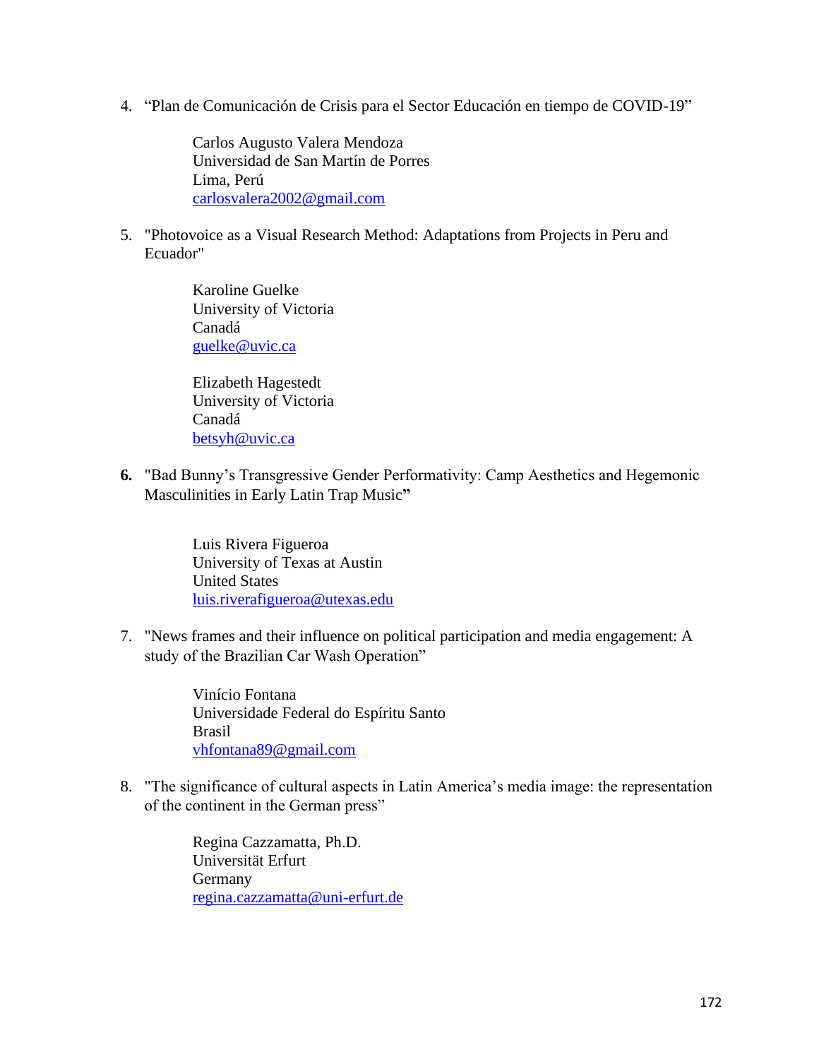4. “Plan de Comunicación de Crisis para el Sector Educación en tiempo de COVID-19”

    Carlos Augusto Valera Mendoza
    Universidad de San Martín de Porres
    Lima, Perú
    carlosvalera2002@gmail.com

5. "Photovoice as a Visual Research Method: Adaptations from Projects in Peru and Ecuador"

    Karoline Guelke
    University of Victoria
    Canadá
    guelke@uvic.ca

    Elizabeth Hagestedt
    University of Victoria
    Canadá
    betsyh@uvic.ca

6. "Bad Bunny’s Transgressive Gender Performativity: Camp Aesthetics and Hegemonic Masculinities in Early Latin Trap Music**”**

    Luis Rivera Figueroa
    University of Texas at Austin
    United States
    luis.riverafigueroa@utexas.edu

7. "News frames and their influence on political participation and media engagement: A study of the Brazilian Car Wash Operation”

    Vinício Fontana
    Universidade Federal do Espíritu Santo
    Brasil
    vhfontana89@gmail.com

8. "The significance of cultural aspects in Latin America’s media image: the representation of the continent in the German press”

    Regina Cazzamatta, Ph.D.
    Universität Erfurt
    Germany
    regina.cazzamatta@uni-erfurt.de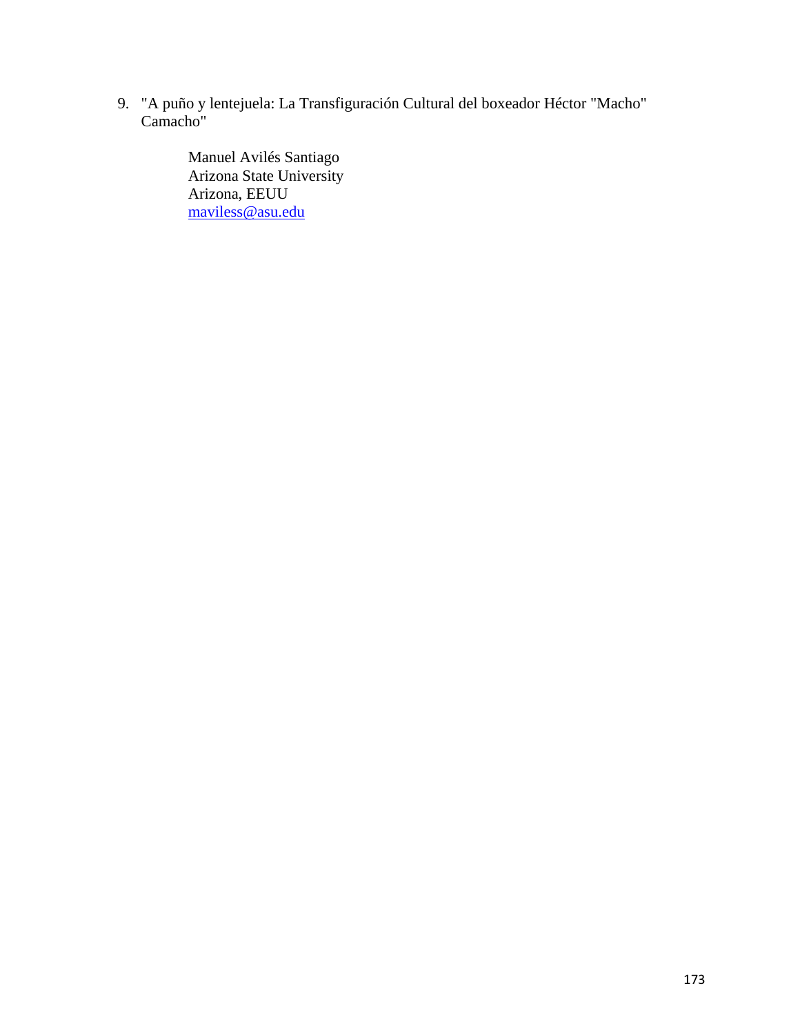9. "A puño y lentejuela: La Transfiguración Cultural del boxeador Héctor "Macho" Camacho"

   Manuel Avilés Santiago
   Arizona State University
   Arizona, EEUU
   maviless@asu.edu